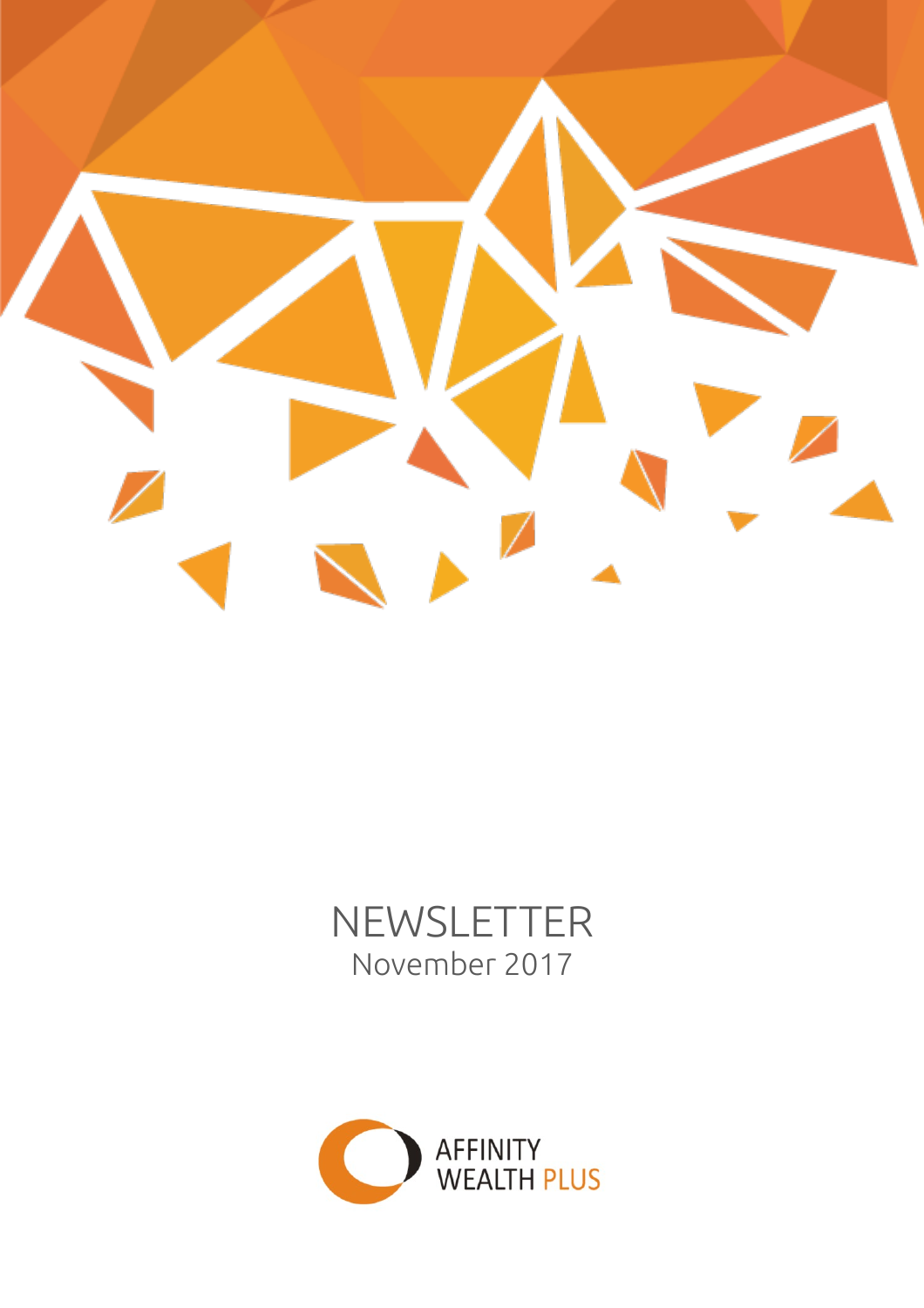# NEWSLETTER

November 2017

AFFINITY WEALTH PLUS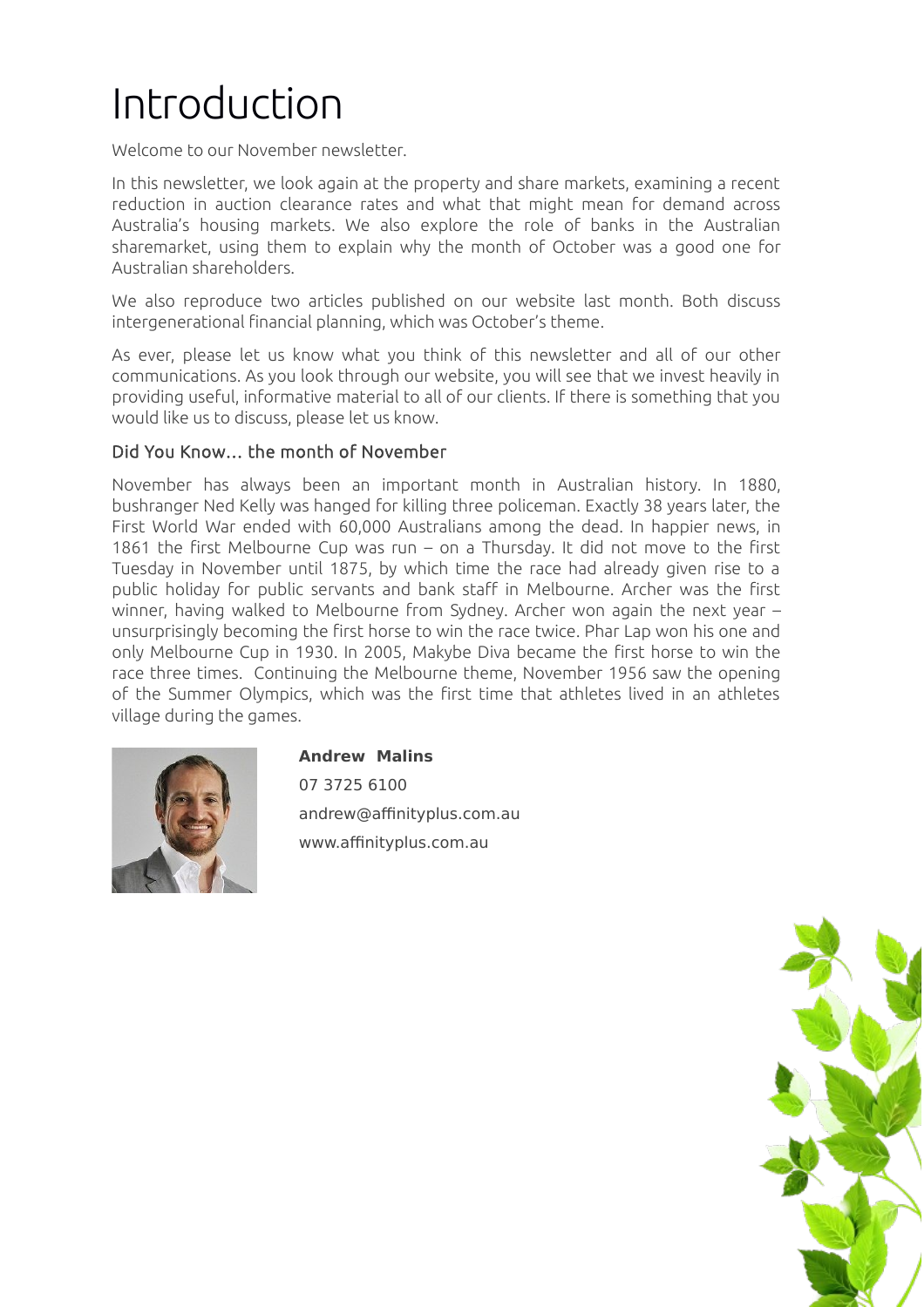# Introduction

Welcome to our November newsletter.

In this newsletter, we look again at the property and share markets, examining a recent reduction in auction clearance rates and what that might mean for demand across Australia's housing markets. We also explore the role of banks in the Australian sharemarket, using them to explain why the month of October was a good one for Australian shareholders.

We also reproduce two articles published on our website last month. Both discuss intergenerational financial planning, which was October's theme.

As ever, please let us know what you think of this newsletter and all of our other communications. As you look through our website, you will see that we invest heavily in providing useful, informative material to all of our clients. If there is something that you would like us to discuss, please let us know.

### Did You Know... the month of November

November has always been an important month in Australian history. In 1880, bushranger Ned Kelly was hanged for killing three policeman. Exactly 38 years later, the First World War ended with 60,000 Australians among the dead. In happier news, in 1861 the first Melbourne Cup was run – on a Thursday. It did not move to the first Tuesday in November until 1875, by which time the race had already given rise to a public holiday for public servants and bank staff in Melbourne. Archer was the first winner, having walked to Melbourne from Sydney. Archer won again the next year – unsurprisingly becoming the first horse to win the race twice. Phar Lap won his one and only Melbourne Cup in 1930. In 2005, Makybe Diva became the first horse to win the race three times. Continuing the Melbourne theme, November 1956 saw the opening of the Summer Olympics, which was the first time that athletes lived in an athletes village during the games.

**Andrew Malins**

07 3725 6100

andrew@affinityplus.com.au

www.affinityplus.com.au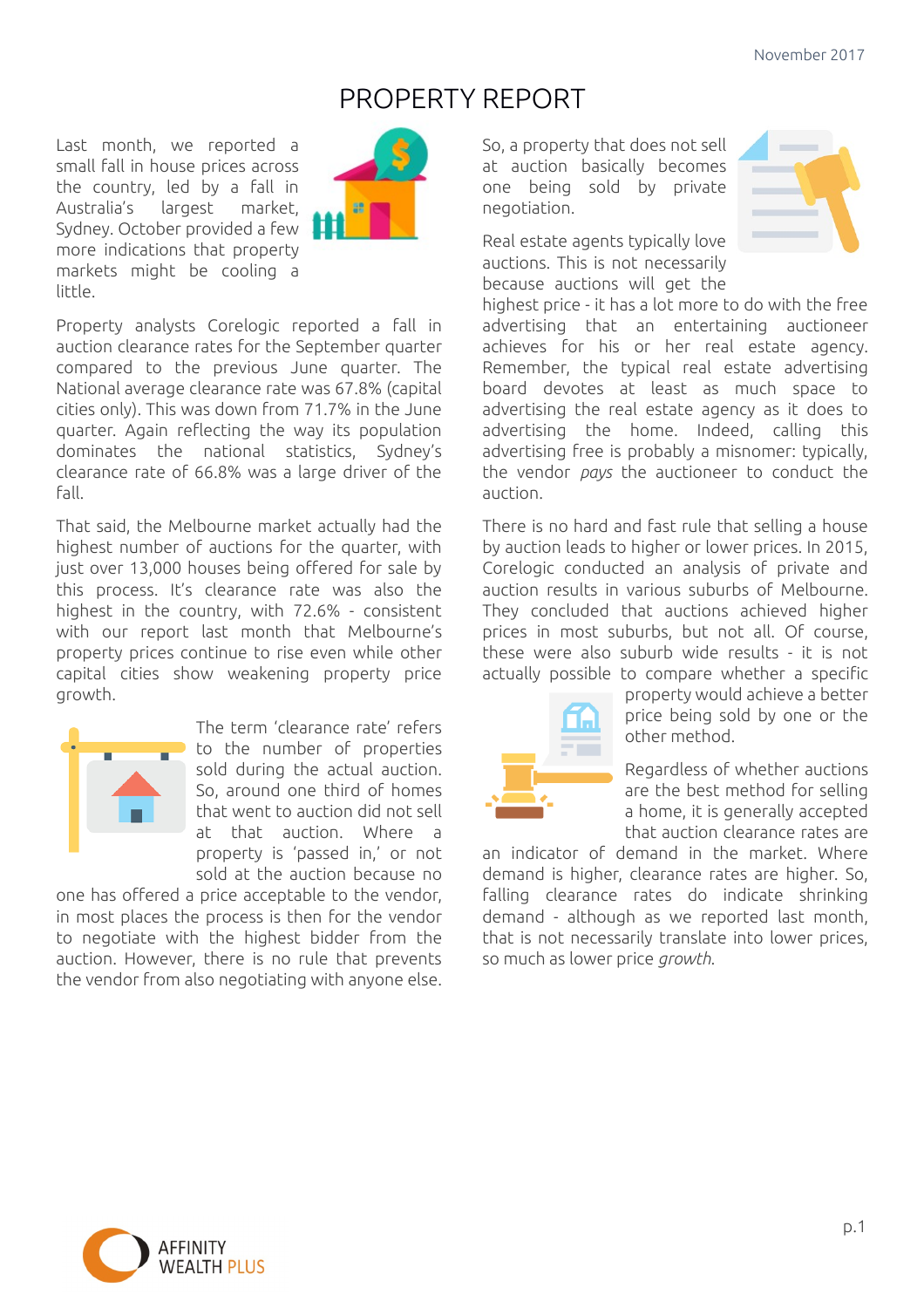# PROPERTY REPORT

Last month, we reported a small fall in house prices across the country, led by a fall in Australia's largest market, Sydney. October provided a few more indications that property markets might be cooling a little.

Property analysts Corelogic reported a fall in auction clearance rates for the September quarter compared to the previous June quarter. The National average clearance rate was 67.8% (capital cities only). This was down from 71.7% in the June quarter. Again reflecting the way its population dominates the national statistics, Sydney's clearance rate of 66.8% was a large driver of the fall.

That said, the Melbourne market actually had the highest number of auctions for the quarter, with just over 13,000 houses being offered for sale by this process. It's clearance rate was also the highest in the country, with 72.6% - consistent with our report last month that Melbourne's property prices continue to rise even while other capital cities show weakening property price growth.

The term 'clearance rate' refers to the number of properties sold during the actual auction. So, around one third of homes that went to auction did not sell at that auction. Where a property is 'passed in,' or not sold at the auction because no one has offered a price acceptable to the vendor, in most places the process is then for the vendor to negotiate with the highest bidder from the auction. However, there is no rule that prevents the vendor from also negotiating with anyone else.

So, a property that does not sell at auction basically becomes one being sold by private negotiation.

Real estate agents typically love auctions. This is not necessarily because auctions will get the highest price - it has a lot more to do with the free advertising that an entertaining auctioneer achieves for his or her real estate agency. Remember, the typical real estate advertising board devotes at least as much space to advertising the real estate agency as it does to advertising the home. Indeed, calling this advertising free is probably a misnomer: typically, the vendor *pays* the auctioneer to conduct the auction.

There is no hard and fast rule that selling a house by auction leads to higher or lower prices. In 2015, Corelogic conducted an analysis of private and auction results in various suburbs of Melbourne. They concluded that auctions achieved higher prices in most suburbs, but not all. Of course, these were also suburb wide results - it is not actually possible to compare whether a specific property would achieve a better price being sold by one or the other method.

Regardless of whether auctions are the best method for selling a home, it is generally accepted that auction clearance rates are an indicator of demand in the market. Where demand is higher, clearance rates are higher. So, falling clearance rates do indicate shrinking demand - although as we reported last month, that is not necessarily translate into lower prices, so much as lower price *growth*.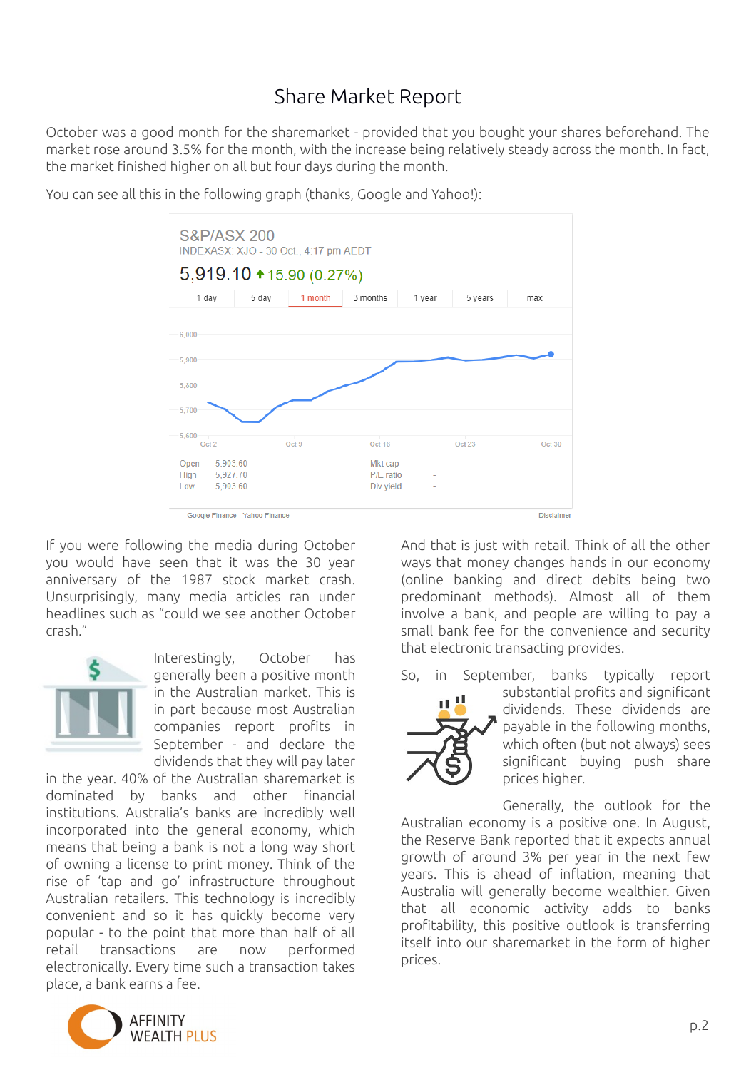# Share Market Report

October was a good month for the sharemarket - provided that you bought your shares beforehand. The market rose around 3.5% for the month, with the increase being relatively steady across the month. In fact, the market finished higher on all but four days during the month.

You can see all this in the following graph (thanks, Google and Yahoo!):

S&P/ASX 200

INDEXASX: XJO - 30 Oct., 4:17 pm AEDT

5,919.10 ↑15.90 (0.27%)

1 day | 5 day | 1 month | 3 months | 1 year | 5 years | max

6,000
5,900
5,800
5,700
5,600

Oct 2 | Oct 9 | Oct 16 | Oct 23 | Oct 30

Open 5,903.60
High 5,927.70
Low 5,903.60

Mkt cap -
P/E ratio -
Div yield -

Google Finance - Yahoo Finance

Disclaimer

If you were following the media during October you would have seen that it was the 30 year anniversary of the 1987 stock market crash. Unsurprisingly, many media articles ran under headlines such as "could we see another October crash."

Interestingly, October has generally been a positive month in the Australian market. This is in part because most Australian companies report profits in September - and declare the dividends that they will pay later in the year. 40% of the Australian sharemarket is dominated by banks and other financial institutions. Australia's banks are incredibly well incorporated into the general economy, which means that being a bank is not a long way short of owning a license to print money. Think of the rise of 'tap and go' infrastructure throughout Australian retailers. This technology is incredibly convenient and so it has quickly become very popular - to the point that more than half of all retail transactions are now performed electronically. Every time such a transaction takes place, a bank earns a fee.

And that is just with retail. Think of all the other ways that money changes hands in our economy (online banking and direct debits being two predominant methods). Almost all of them involve a bank, and people are willing to pay a small bank fee for the convenience and security that electronic transacting provides.

So, in September, banks typically report substantial profits and significant dividends. These dividends are payable in the following months, which often (but not always) sees significant buying push share prices higher.

Generally, the outlook for the Australian economy is a positive one. In August, the Reserve Bank reported that it expects annual growth of around 3% per year in the next few years. This is ahead of inflation, meaning that Australia will generally become wealthier. Given that all economic activity adds to banks profitability, this positive outlook is transferring itself into our sharemarket in the form of higher prices.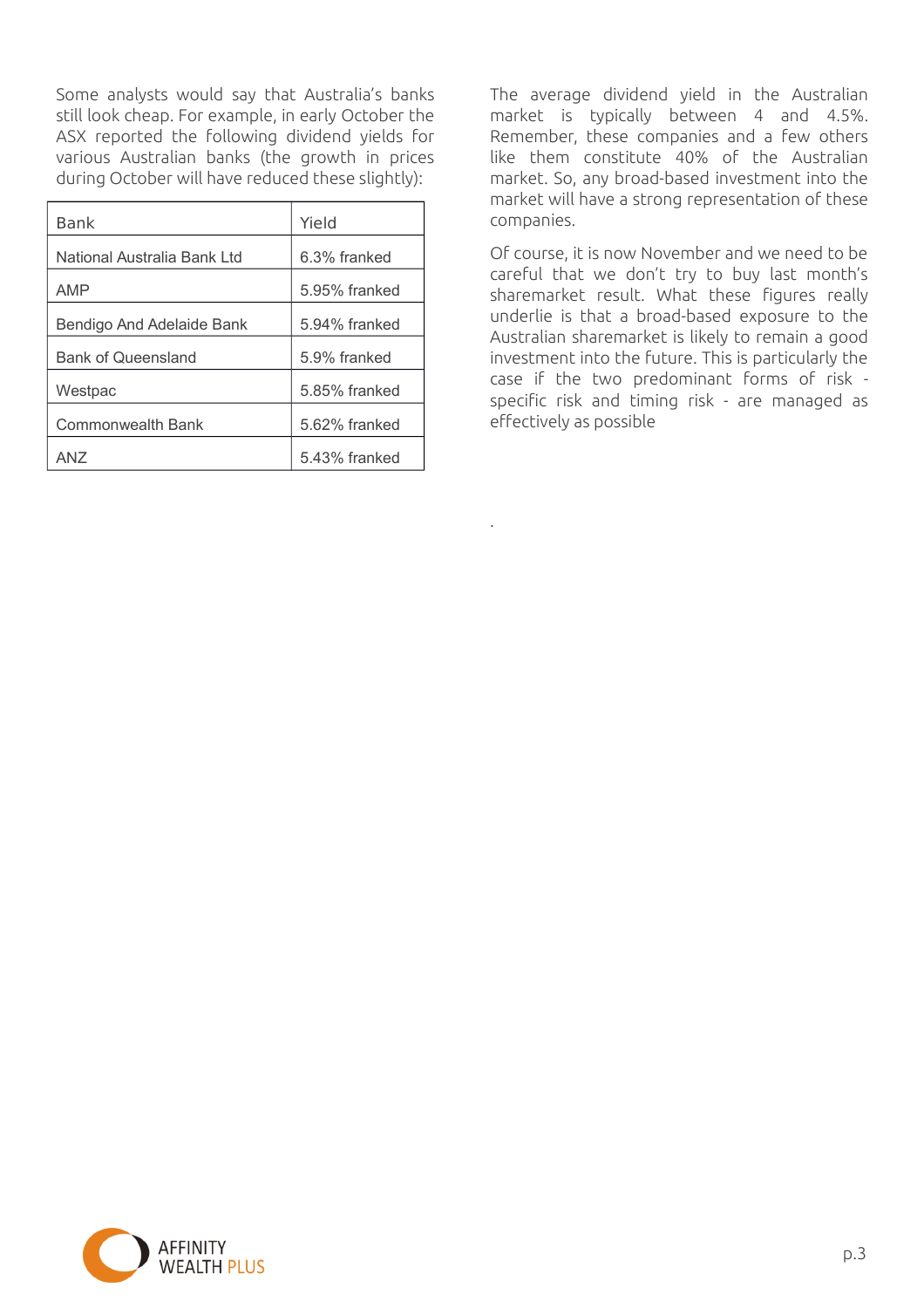Some analysts would say that Australia's banks still look cheap. For example, in early October the ASX reported the following dividend yields for various Australian banks (the growth in prices during October will have reduced these slightly):

| Bank | Yield |
|---|---|
| National Australia Bank Ltd | 6.3% franked |
| AMP | 5.95% franked |
| Bendigo And Adelaide Bank | 5.94% franked |
| Bank of Queensland | 5.9% franked |
| Westpac | 5.85% franked |
| Commonwealth Bank | 5.62% franked |
| ANZ | 5.43% franked |

The average dividend yield in the Australian market is typically between 4 and 4.5%. Remember, these companies and a few others like them constitute 40% of the Australian market. So, any broad-based investment into the market will have a strong representation of these companies.

Of course, it is now November and we need to be careful that we don't try to buy last month's sharemarket result. What these figures really underlie is that a broad-based exposure to the Australian sharemarket is likely to remain a good investment into the future. This is particularly the case if the two predominant forms of risk - specific risk and timing risk - are managed as effectively as possible

.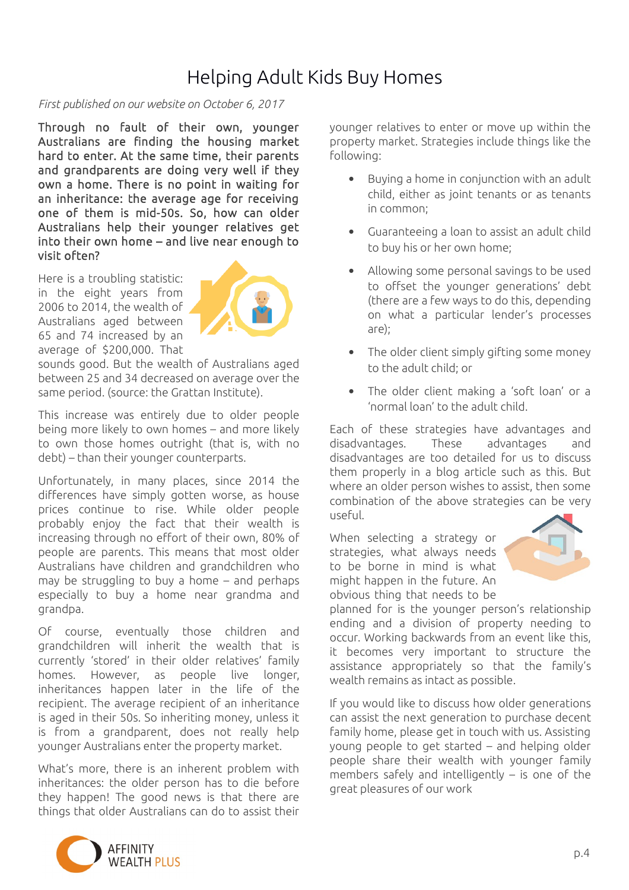# Helping Adult Kids Buy Homes

*First published on our website on October 6, 2017*

Through no fault of their own, younger Australians are finding the housing market hard to enter. At the same time, their parents and grandparents are doing very well if they own a home. There is no point in waiting for an inheritance: the average age for receiving one of them is mid-50s. So, how can older Australians help their younger relatives get into their own home – and live near enough to visit often?

Here is a troubling statistic: in the eight years from 2006 to 2014, the wealth of Australians aged between 65 and 74 increased by an average of $200,000. That sounds good. But the wealth of Australians aged between 25 and 34 decreased on average over the same period. (source: the Grattan Institute).

This increase was entirely due to older people being more likely to own homes – and more likely to own those homes outright (that is, with no debt) – than their younger counterparts.

Unfortunately, in many places, since 2014 the differences have simply gotten worse, as house prices continue to rise. While older people probably enjoy the fact that their wealth is increasing through no effort of their own, 80% of people are parents. This means that most older Australians have children and grandchildren who may be struggling to buy a home – and perhaps especially to buy a home near grandma and grandpa.

Of course, eventually those children and grandchildren will inherit the wealth that is currently 'stored' in their older relatives' family homes. However, as people live longer, inheritances happen later in the life of the recipient. The average recipient of an inheritance is aged in their 50s. So inheriting money, unless it is from a grandparent, does not really help younger Australians enter the property market.

What's more, there is an inherent problem with inheritances: the older person has to die before they happen! The good news is that there are things that older Australians can do to assist their younger relatives to enter or move up within the property market. Strategies include things like the following:

- Buying a home in conjunction with an adult child, either as joint tenants or as tenants in common;
- Guaranteeing a loan to assist an adult child to buy his or her own home;
- Allowing some personal savings to be used to offset the younger generations' debt (there are a few ways to do this, depending on what a particular lender's processes are);
- The older client simply gifting some money to the adult child; or
- The older client making a 'soft loan' or a 'normal loan' to the adult child.

Each of these strategies have advantages and disadvantages. These advantages and disadvantages are too detailed for us to discuss them properly in a blog article such as this. But where an older person wishes to assist, then some combination of the above strategies can be very useful.

When selecting a strategy or strategies, what always needs to be borne in mind is what might happen in the future. An obvious thing that needs to be planned for is the younger person's relationship ending and a division of property needing to occur. Working backwards from an event like this, it becomes very important to structure the assistance appropriately so that the family's wealth remains as intact as possible.

If you would like to discuss how older generations can assist the next generation to purchase decent family home, please get in touch with us. Assisting young people to get started – and helping older people share their wealth with younger family members safely and intelligently – is one of the great pleasures of our work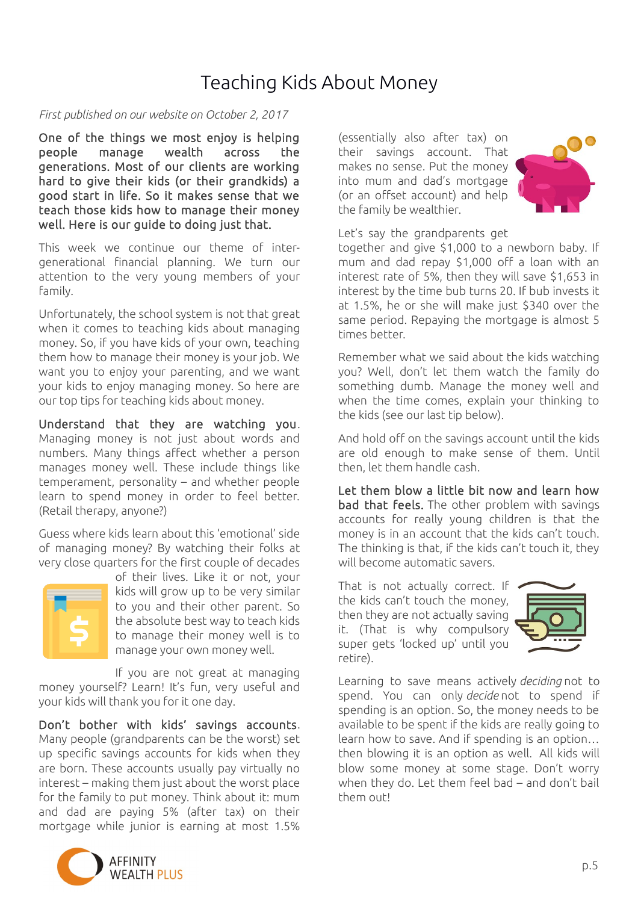# Teaching Kids About Money

*First published on our website on October 2, 2017*

One of the things we most enjoy is helping people manage wealth across the generations. Most of our clients are working hard to give their kids (or their grandkids) a good start in life. So it makes sense that we teach those kids how to manage their money well. Here is our guide to doing just that.

This week we continue our theme of inter-generational financial planning. We turn our attention to the very young members of your family.

Unfortunately, the school system is not that great when it comes to teaching kids about managing money. So, if you have kids of your own, teaching them how to manage their money is your job. We want you to enjoy your parenting, and we want your kids to enjoy managing money. So here are our top tips for teaching kids about money.

**Understand that they are watching you**. Managing money is not just about words and numbers. Many things affect whether a person manages money well. These include things like temperament, personality – and whether people learn to spend money in order to feel better. (Retail therapy, anyone?)

Guess where kids learn about this 'emotional' side of managing money? By watching their folks at very close quarters for the first couple of decades of their lives. Like it or not, your kids will grow up to be very similar to you and their other parent. So the absolute best way to teach kids to manage their money well is to manage your own money well.

If you are not great at managing money yourself? Learn! It's fun, very useful and your kids will thank you for it one day.

**Don't bother with kids' savings accounts**. Many people (grandparents can be the worst) set up specific savings accounts for kids when they are born. These accounts usually pay virtually no interest – making them just about the worst place for the family to put money. Think about it: mum and dad are paying 5% (after tax) on their mortgage while junior is earning at most 1.5% (essentially also after tax) on their savings account. That makes no sense. Put the money into mum and dad's mortgage (or an offset account) and help the family be wealthier.

Let's say the grandparents get together and give $1,000 to a newborn baby. If mum and dad repay $1,000 off a loan with an interest rate of 5%, then they will save $1,653 in interest by the time bub turns 20. If bub invests it at 1.5%, he or she will make just $340 over the same period. Repaying the mortgage is almost 5 times better.

Remember what we said about the kids watching you? Well, don't let them watch the family do something dumb. Manage the money well and when the time comes, explain your thinking to the kids (see our last tip below).

And hold off on the savings account until the kids are old enough to make sense of them. Until then, let them handle cash.

**Let them blow a little bit now and learn how bad that feels.** The other problem with savings accounts for really young children is that the money is in an account that the kids can't touch. The thinking is that, if the kids can't touch it, they will become automatic savers.

That is not actually correct. If the kids can't touch the money, then they are not actually saving it. (That is why compulsory super gets 'locked up' until you retire).

Learning to save means actively *deciding* not to spend. You can only *decide* not to spend if spending is an option. So, the money needs to be available to be spent if the kids are really going to learn how to save. And if spending is an option… then blowing it is an option as well. All kids will blow some money at some stage. Don't worry when they do. Let them feel bad – and don't bail them out!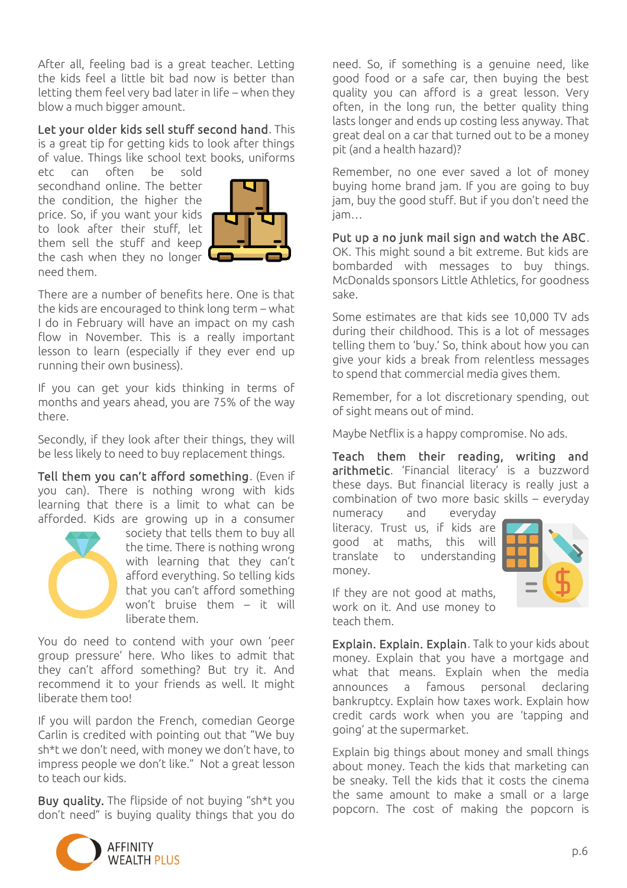After all, feeling bad is a great teacher. Letting the kids feel a little bit bad now is better than letting them feel very bad later in life – when they blow a much bigger amount.

**Let your older kids sell stuff second hand**. This is a great tip for getting kids to look after things of value. Things like school text books, uniforms etc can often be sold secondhand online. The better the condition, the higher the price. So, if you want your kids to look after their stuff, let them sell the stuff and keep the cash when they no longer need them.

There are a number of benefits here. One is that the kids are encouraged to think long term – what I do in February will have an impact on my cash flow in November. This is a really important lesson to learn (especially if they ever end up running their own business).

If you can get your kids thinking in terms of months and years ahead, you are 75% of the way there.

Secondly, if they look after their things, they will be less likely to need to buy replacement things.

**Tell them you can't afford something**. (Even if you can). There is nothing wrong with kids learning that there is a limit to what can be afforded. Kids are growing up in a consumer society that tells them to buy all the time. There is nothing wrong with learning that they can't afford everything. So telling kids that you can't afford something won't bruise them – it will liberate them.

You do need to contend with your own 'peer group pressure' here. Who likes to admit that they can't afford something? But try it. And recommend it to your friends as well. It might liberate them too!

If you will pardon the French, comedian George Carlin is credited with pointing out that "We buy sh*t we don't need, with money we don't have, to impress people we don't like." Not a great lesson to teach our kids.

**Buy quality.** The flipside of not buying "sh*t you don't need" is buying quality things that you do need. So, if something is a genuine need, like good food or a safe car, then buying the best quality you can afford is a great lesson. Very often, in the long run, the better quality thing lasts longer and ends up costing less anyway. That great deal on a car that turned out to be a money pit (and a health hazard)?

Remember, no one ever saved a lot of money buying home brand jam. If you are going to buy jam, buy the good stuff. But if you don't need the jam…

**Put up a no junk mail sign and watch the ABC**. OK. This might sound a bit extreme. But kids are bombarded with messages to buy things. McDonalds sponsors Little Athletics, for goodness sake.

Some estimates are that kids see 10,000 TV ads during their childhood. This is a lot of messages telling them to 'buy.' So, think about how you can give your kids a break from relentless messages to spend that commercial media gives them.

Remember, for a lot discretionary spending, out of sight means out of mind.

Maybe Netflix is a happy compromise. No ads.

**Teach them their reading, writing and arithmetic**. 'Financial literacy' is a buzzword these days. But financial literacy is really just a combination of two more basic skills – everyday numeracy and everyday literacy. Trust us, if kids are good at maths, this will translate to understanding money.

If they are not good at maths, work on it. And use money to teach them.

**Explain. Explain. Explain**. Talk to your kids about money. Explain that you have a mortgage and what that means. Explain when the media announces a famous personal declaring bankruptcy. Explain how taxes work. Explain how credit cards work when you are 'tapping and going' at the supermarket.

Explain big things about money and small things about money. Teach the kids that marketing can be sneaky. Tell the kids that it costs the cinema the same amount to make a small or a large popcorn. The cost of making the popcorn is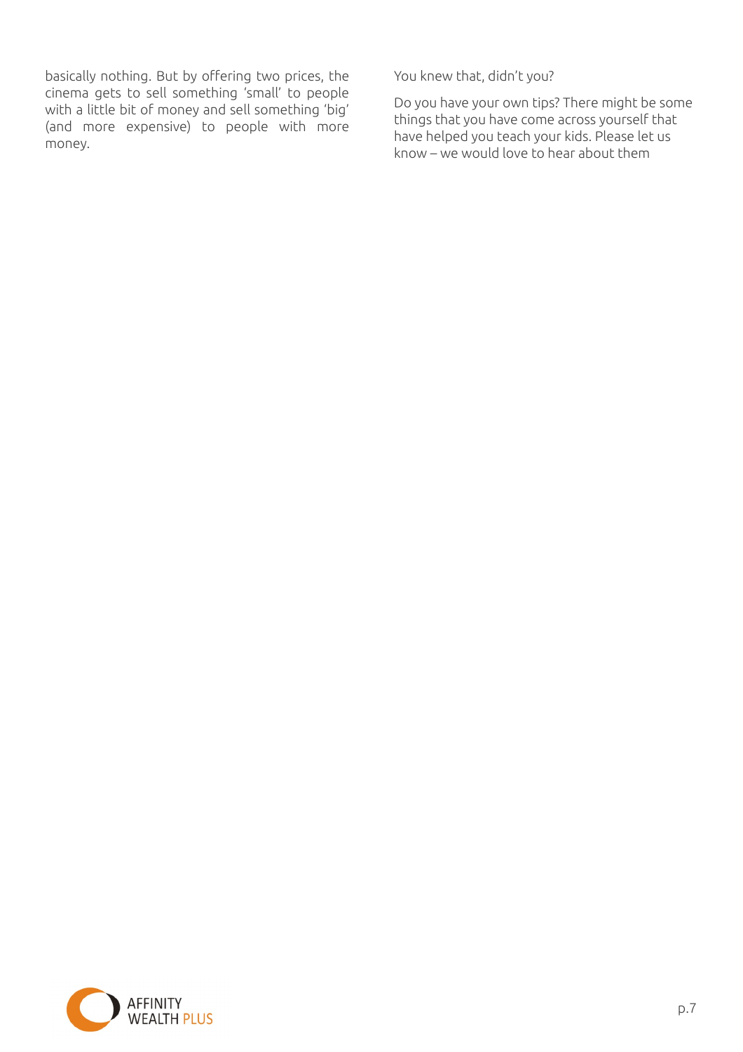basically nothing. But by offering two prices, the cinema gets to sell something 'small' to people with a little bit of money and sell something 'big' (and more expensive) to people with more money.

You knew that, didn't you?

Do you have your own tips? There might be some things that you have come across yourself that have helped you teach your kids. Please let us know – we would love to hear about them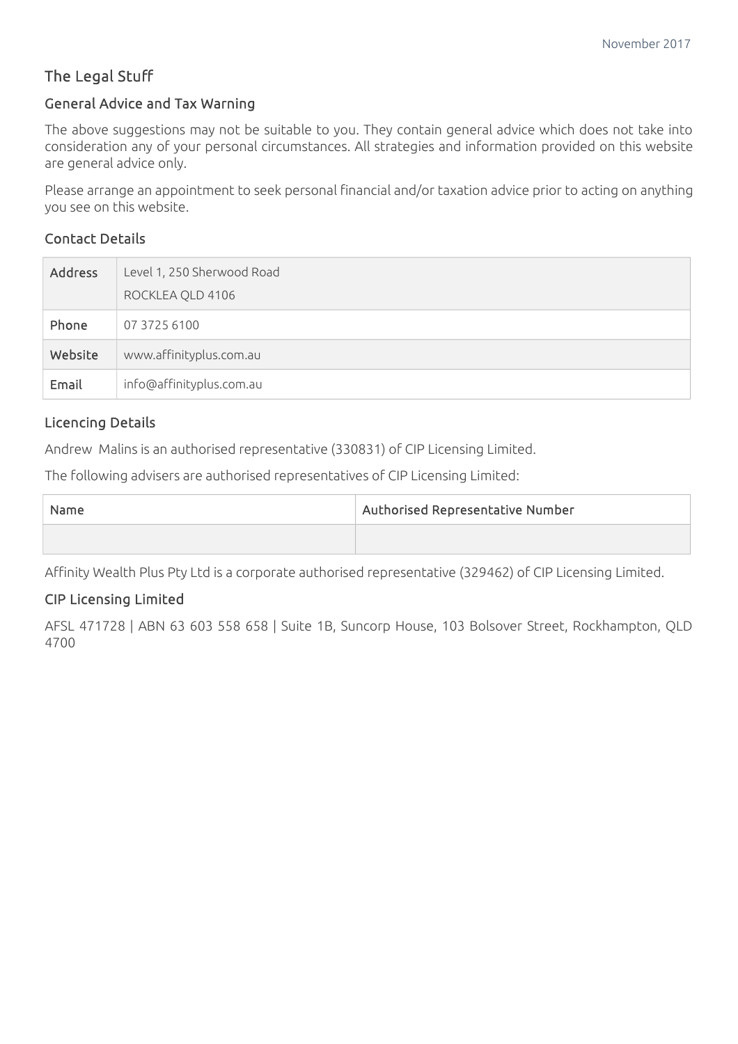November 2017

# The Legal Stuff

## General Advice and Tax Warning

The above suggestions may not be suitable to you. They contain general advice which does not take into consideration any of your personal circumstances. All strategies and information provided on this website are general advice only.

Please arrange an appointment to seek personal financial and/or taxation advice prior to acting on anything you see on this website.

## Contact Details

| | |
|---|---|
| Address | Level 1, 250 Sherwood Road<br>ROCKLEA QLD 4106 |
| Phone | 07 3725 6100 |
| Website | www.affinityplus.com.au |
| Email | info@affinityplus.com.au |

## Licencing Details

Andrew Malins is an authorised representative (330831) of CIP Licensing Limited.

The following advisers are authorised representatives of CIP Licensing Limited:

| Name | Authorised Representative Number |
|---|---|
| | |

Affinity Wealth Plus Pty Ltd is a corporate authorised representative (329462) of CIP Licensing Limited.

## CIP Licensing Limited

AFSL 471728 | ABN 63 603 558 658 | Suite 1B, Suncorp House, 103 Bolsover Street, Rockhampton, QLD 4700